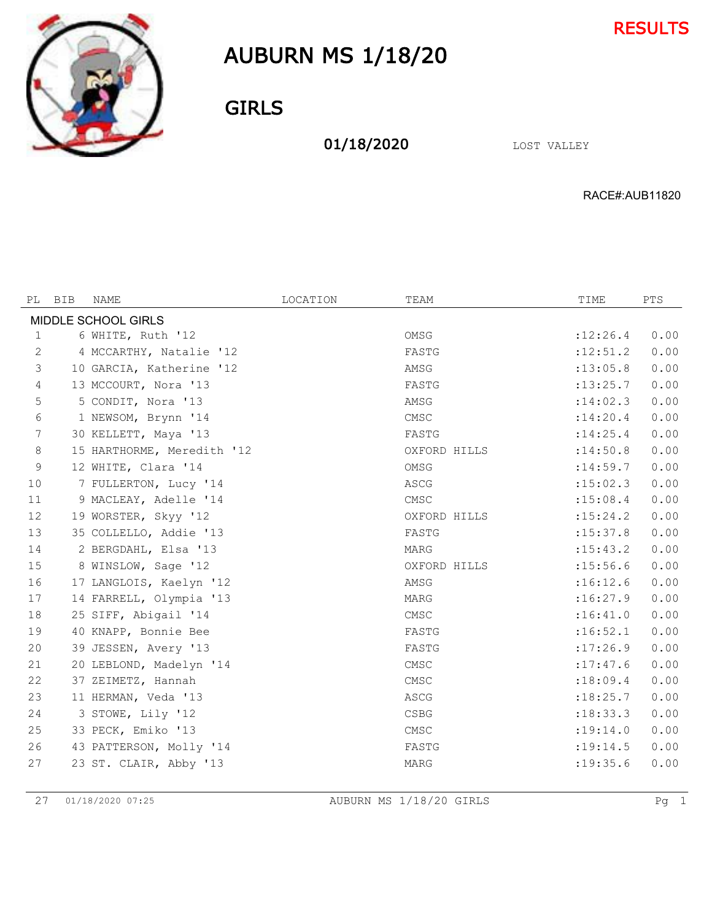RESULTS

# AUBURN MS 1/18/20

## GIRLS

**01/18/2020** LOST VALLEY

RACE#:AUB11820

| PL | BIB | NAME | LOCATION | TEAM | TIME | PTS |
|---|---|---|---|---|---|---|
| MIDDLE SCHOOL GIRLS | | | | | | |
| 1 | 6 | WHITE, Ruth '12 | | OMSG | :12:26.4 | 0.00 |
| 2 | 4 | MCCARTHY, Natalie '12 | | FASTG | :12:51.2 | 0.00 |
| 3 | 10 | GARCIA, Katherine '12 | | AMSG | :13:05.8 | 0.00 |
| 4 | 13 | MCCOURT, Nora '13 | | FASTG | :13:25.7 | 0.00 |
| 5 | 5 | CONDIT, Nora '13 | | AMSG | :14:02.3 | 0.00 |
| 6 | 1 | NEWSOM, Brynn '14 | | CMSC | :14:20.4 | 0.00 |
| 7 | 30 | KELLETT, Maya '13 | | FASTG | :14:25.4 | 0.00 |
| 8 | 15 | HARTHORME, Meredith '12 | | OXFORD HILLS | :14:50.8 | 0.00 |
| 9 | 12 | WHITE, Clara '14 | | OMSG | :14:59.7 | 0.00 |
| 10 | 7 | FULLERTON, Lucy '14 | | ASCG | :15:02.3 | 0.00 |
| 11 | 9 | MACLEAY, Adelle '14 | | CMSC | :15:08.4 | 0.00 |
| 12 | 19 | WORSTER, Skyy '12 | | OXFORD HILLS | :15:24.2 | 0.00 |
| 13 | 35 | COLLELLO, Addie '13 | | FASTG | :15:37.8 | 0.00 |
| 14 | 2 | BERGDAHL, Elsa '13 | | MARG | :15:43.2 | 0.00 |
| 15 | 8 | WINSLOW, Sage '12 | | OXFORD HILLS | :15:56.6 | 0.00 |
| 16 | 17 | LANGLOIS, Kaelyn '12 | | AMSG | :16:12.6 | 0.00 |
| 17 | 14 | FARRELL, Olympia '13 | | MARG | :16:27.9 | 0.00 |
| 18 | 25 | SIFF, Abigail '14 | | CMSC | :16:41.0 | 0.00 |
| 19 | 40 | KNAPP, Bonnie Bee | | FASTG | :16:52.1 | 0.00 |
| 20 | 39 | JESSEN, Avery '13 | | FASTG | :17:26.9 | 0.00 |
| 21 | 20 | LEBLOND, Madelyn '14 | | CMSC | :17:47.6 | 0.00 |
| 22 | 37 | ZEIMETZ, Hannah | | CMSC | :18:09.4 | 0.00 |
| 23 | 11 | HERMAN, Veda '13 | | ASCG | :18:25.7 | 0.00 |
| 24 | 3 | STOWE, Lily '12 | | CSBG | :18:33.3 | 0.00 |
| 25 | 33 | PECK, Emiko '13 | | CMSC | :19:14.0 | 0.00 |
| 26 | 43 | PATTERSON, Molly '14 | | FASTG | :19:14.5 | 0.00 |
| 27 | 23 | ST. CLAIR, Abby '13 | | MARG | :19:35.6 | 0.00 |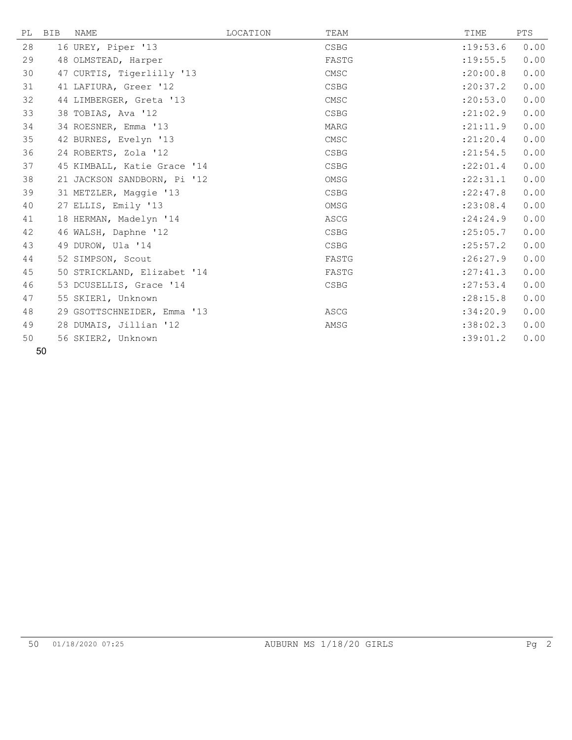| PL | BIB | NAME | LOCATION | TEAM | TIME | PTS |
|---|---|---|---|---|---|---|
| 28 | 16 | UREY, Piper '13 | | CSBG | :19:53.6 | 0.00 |
| 29 | 48 | OLMSTEAD, Harper | | FASTG | :19:55.5 | 0.00 |
| 30 | 47 | CURTIS, Tigerlilly '13 | | CMSC | :20:00.8 | 0.00 |
| 31 | 41 | LAFIURA, Greer '12 | | CSBG | :20:37.2 | 0.00 |
| 32 | 44 | LIMBERGER, Greta '13 | | CMSC | :20:53.0 | 0.00 |
| 33 | 38 | TOBIAS, Ava '12 | | CSBG | :21:02.9 | 0.00 |
| 34 | 34 | ROESNER, Emma '13 | | MARG | :21:11.9 | 0.00 |
| 35 | 42 | BURNES, Evelyn '13 | | CMSC | :21:20.4 | 0.00 |
| 36 | 24 | ROBERTS, Zola '12 | | CSBG | :21:54.5 | 0.00 |
| 37 | 45 | KIMBALL, Katie Grace '14 | | CSBG | :22:01.4 | 0.00 |
| 38 | 21 | JACKSON SANDBORN, Pi '12 | | OMSG | :22:31.1 | 0.00 |
| 39 | 31 | METZLER, Maggie '13 | | CSBG | :22:47.8 | 0.00 |
| 40 | 27 | ELLIS, Emily '13 | | OMSG | :23:08.4 | 0.00 |
| 41 | 18 | HERMAN, Madelyn '14 | | ASCG | :24:24.9 | 0.00 |
| 42 | 46 | WALSH, Daphne '12 | | CSBG | :25:05.7 | 0.00 |
| 43 | 49 | DUROW, Ula '14 | | CSBG | :25:57.2 | 0.00 |
| 44 | 52 | SIMPSON, Scout | | FASTG | :26:27.9 | 0.00 |
| 45 | 50 | STRICKLAND, Elizabet '14 | | FASTG | :27:41.3 | 0.00 |
| 46 | 53 | DCUSELLIS, Grace '14 | | CSBG | :27:53.4 | 0.00 |
| 47 | 55 | SKIER1, Unknown | | | :28:15.8 | 0.00 |
| 48 | 29 | GSOTTSCHNEIDER, Emma '13 | | ASCG | :34:20.9 | 0.00 |
| 49 | 28 | DUMAIS, Jillian '12 | | AMSG | :38:02.3 | 0.00 |
| 50 | 56 | SKIER2, Unknown | | | :39:01.2 | 0.00 |

50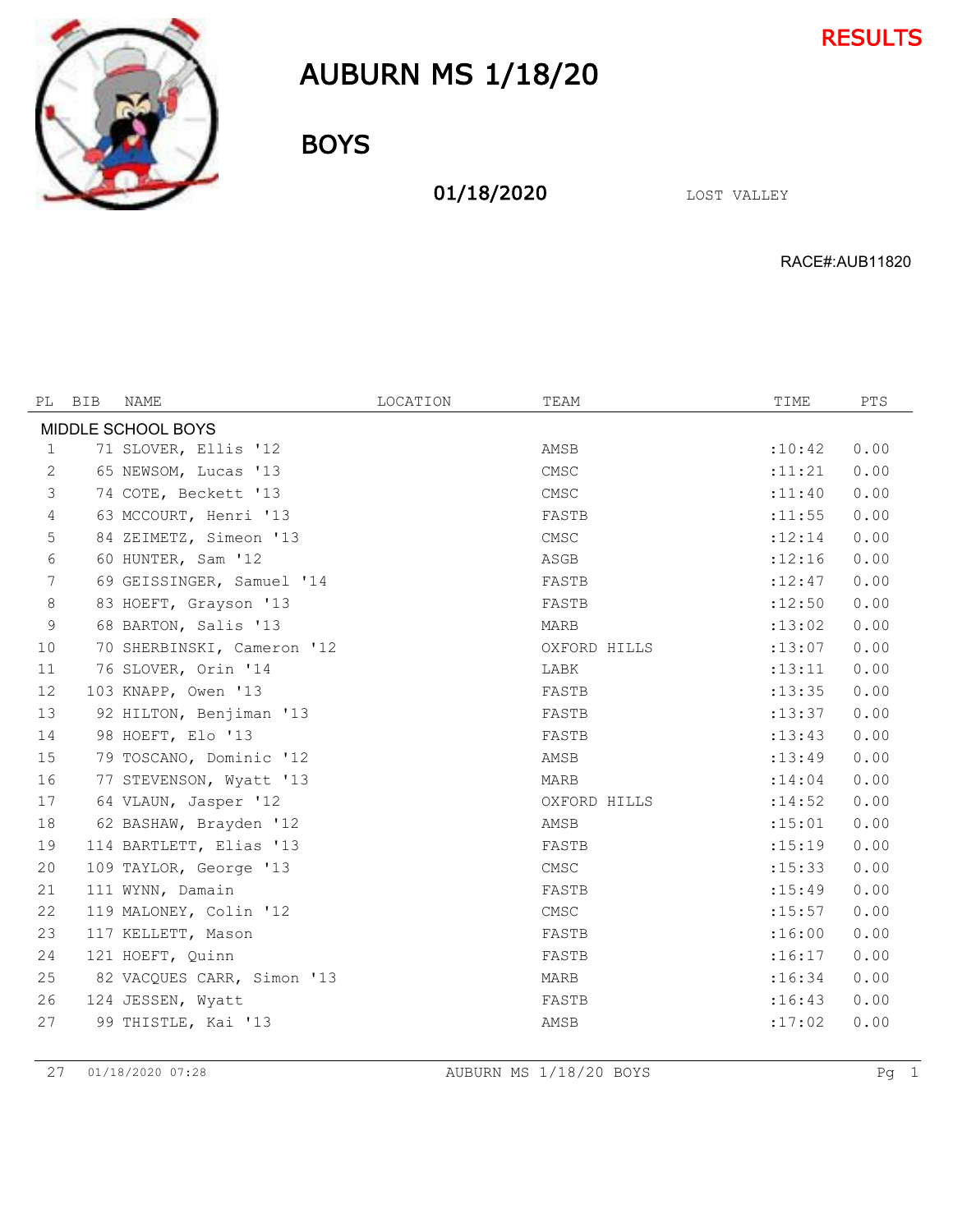RESULTS

# AUBURN MS 1/18/20

## BOYS

**01/18/2020** LOST VALLEY

RACE#:AUB11820

| PL | BIB | NAME | LOCATION | TEAM | TIME | PTS |
|---|---|---|---|---|---|---|
| MIDDLE SCHOOL BOYS | | | | | | |
| 1 | 71 | SLOVER, Ellis '12 | | AMSB | :10:42 | 0.00 |
| 2 | 65 | NEWSOM, Lucas '13 | | CMSC | :11:21 | 0.00 |
| 3 | 74 | COTE, Beckett '13 | | CMSC | :11:40 | 0.00 |
| 4 | 63 | MCCOURT, Henri '13 | | FASTB | :11:55 | 0.00 |
| 5 | 84 | ZEIMETZ, Simeon '13 | | CMSC | :12:14 | 0.00 |
| 6 | 60 | HUNTER, Sam '12 | | ASGB | :12:16 | 0.00 |
| 7 | 69 | GEISSINGER, Samuel '14 | | FASTB | :12:47 | 0.00 |
| 8 | 83 | HOEFT, Grayson '13 | | FASTB | :12:50 | 0.00 |
| 9 | 68 | BARTON, Salis '13 | | MARB | :13:02 | 0.00 |
| 10 | 70 | SHERBINSKI, Cameron '12 | | OXFORD HILLS | :13:07 | 0.00 |
| 11 | 76 | SLOVER, Orin '14 | | LABK | :13:11 | 0.00 |
| 12 | 103 | KNAPP, Owen '13 | | FASTB | :13:35 | 0.00 |
| 13 | 92 | HILTON, Benjiman '13 | | FASTB | :13:37 | 0.00 |
| 14 | 98 | HOEFT, Elo '13 | | FASTB | :13:43 | 0.00 |
| 15 | 79 | TOSCANO, Dominic '12 | | AMSB | :13:49 | 0.00 |
| 16 | 77 | STEVENSON, Wyatt '13 | | MARB | :14:04 | 0.00 |
| 17 | 64 | VLAUN, Jasper '12 | | OXFORD HILLS | :14:52 | 0.00 |
| 18 | 62 | BASHAW, Brayden '12 | | AMSB | :15:01 | 0.00 |
| 19 | 114 | BARTLETT, Elias '13 | | FASTB | :15:19 | 0.00 |
| 20 | 109 | TAYLOR, George '13 | | CMSC | :15:33 | 0.00 |
| 21 | 111 | WYNN, Damain | | FASTB | :15:49 | 0.00 |
| 22 | 119 | MALONEY, Colin '12 | | CMSC | :15:57 | 0.00 |
| 23 | 117 | KELLETT, Mason | | FASTB | :16:00 | 0.00 |
| 24 | 121 | HOEFT, Quinn | | FASTB | :16:17 | 0.00 |
| 25 | 82 | VACQUES CARR, Simon '13 | | MARB | :16:34 | 0.00 |
| 26 | 124 | JESSEN, Wyatt | | FASTB | :16:43 | 0.00 |
| 27 | 99 | THISTLE, Kai '13 | | AMSB | :17:02 | 0.00 |

27 01/18/2020 07:28 AUBURN MS 1/18/20 BOYS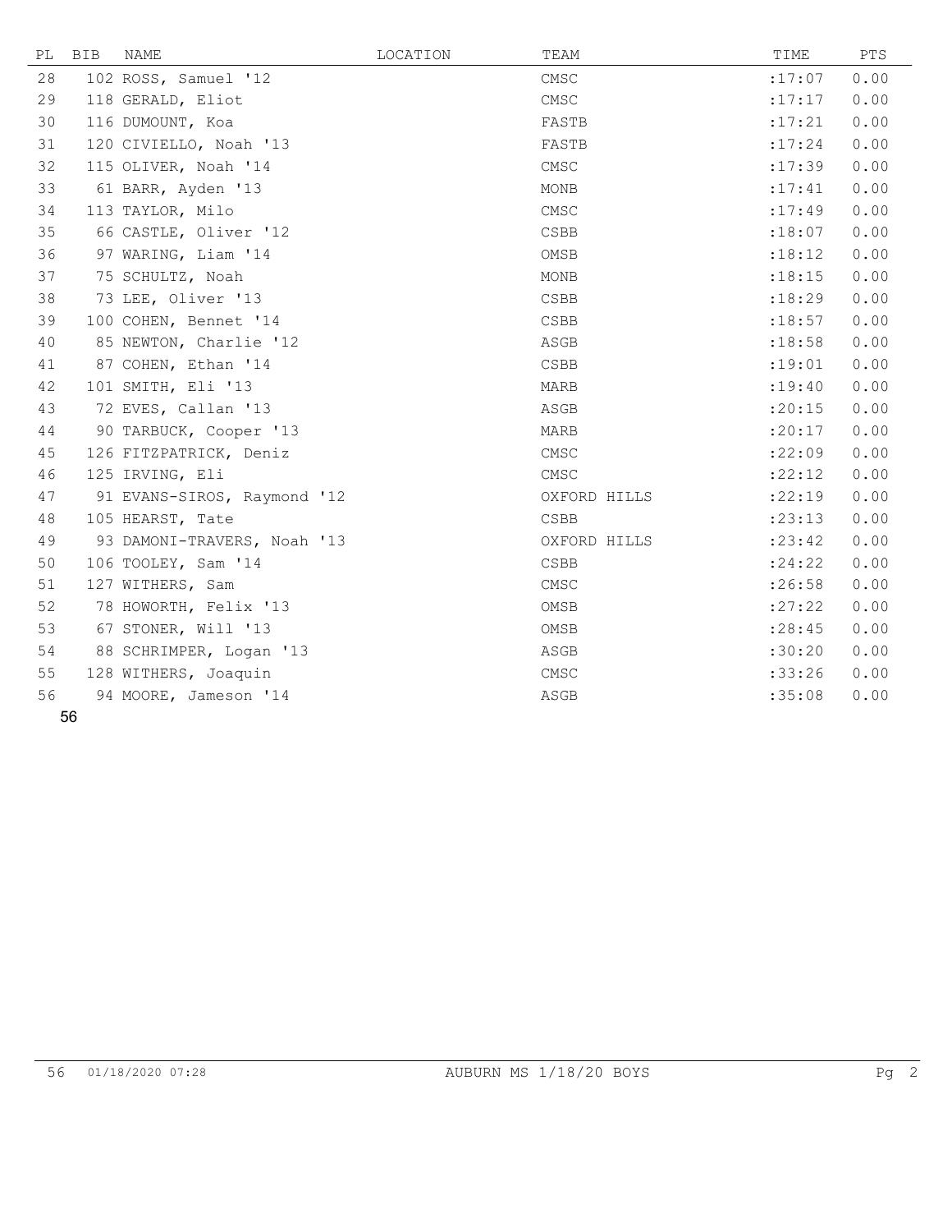| PL | BIB | NAME | LOCATION | TEAM | TIME | PTS |
|---|---|---|---|---|---|---|
| 28 | 102 | ROSS, Samuel '12 | | CMSC | :17:07 | 0.00 |
| 29 | 118 | GERALD, Eliot | | CMSC | :17:17 | 0.00 |
| 30 | 116 | DUMOUNT, Koa | | FASTB | :17:21 | 0.00 |
| 31 | 120 | CIVIELLO, Noah '13 | | FASTB | :17:24 | 0.00 |
| 32 | 115 | OLIVER, Noah '14 | | CMSC | :17:39 | 0.00 |
| 33 | 61 | BARR, Ayden '13 | | MONB | :17:41 | 0.00 |
| 34 | 113 | TAYLOR, Milo | | CMSC | :17:49 | 0.00 |
| 35 | 66 | CASTLE, Oliver '12 | | CSBB | :18:07 | 0.00 |
| 36 | 97 | WARING, Liam '14 | | OMSB | :18:12 | 0.00 |
| 37 | 75 | SCHULTZ, Noah | | MONB | :18:15 | 0.00 |
| 38 | 73 | LEE, Oliver '13 | | CSBB | :18:29 | 0.00 |
| 39 | 100 | COHEN, Bennet '14 | | CSBB | :18:57 | 0.00 |
| 40 | 85 | NEWTON, Charlie '12 | | ASGB | :18:58 | 0.00 |
| 41 | 87 | COHEN, Ethan '14 | | CSBB | :19:01 | 0.00 |
| 42 | 101 | SMITH, Eli '13 | | MARB | :19:40 | 0.00 |
| 43 | 72 | EVES, Callan '13 | | ASGB | :20:15 | 0.00 |
| 44 | 90 | TARBUCK, Cooper '13 | | MARB | :20:17 | 0.00 |
| 45 | 126 | FITZPATRICK, Deniz | | CMSC | :22:09 | 0.00 |
| 46 | 125 | IRVING, Eli | | CMSC | :22:12 | 0.00 |
| 47 | 91 | EVANS-SIROS, Raymond '12 | | OXFORD HILLS | :22:19 | 0.00 |
| 48 | 105 | HEARST, Tate | | CSBB | :23:13 | 0.00 |
| 49 | 93 | DAMONI-TRAVERS, Noah '13 | | OXFORD HILLS | :23:42 | 0.00 |
| 50 | 106 | TOOLEY, Sam '14 | | CSBB | :24:22 | 0.00 |
| 51 | 127 | WITHERS, Sam | | CMSC | :26:58 | 0.00 |
| 52 | 78 | HOWORTH, Felix '13 | | OMSB | :27:22 | 0.00 |
| 53 | 67 | STONER, Will '13 | | OMSB | :28:45 | 0.00 |
| 54 | 88 | SCHRIMPER, Logan '13 | | ASGB | :30:20 | 0.00 |
| 55 | 128 | WITHERS, Joaquin | | CMSC | :33:26 | 0.00 |
| 56 | 94 | MOORE, Jameson '14 | | ASGB | :35:08 | 0.00 |

56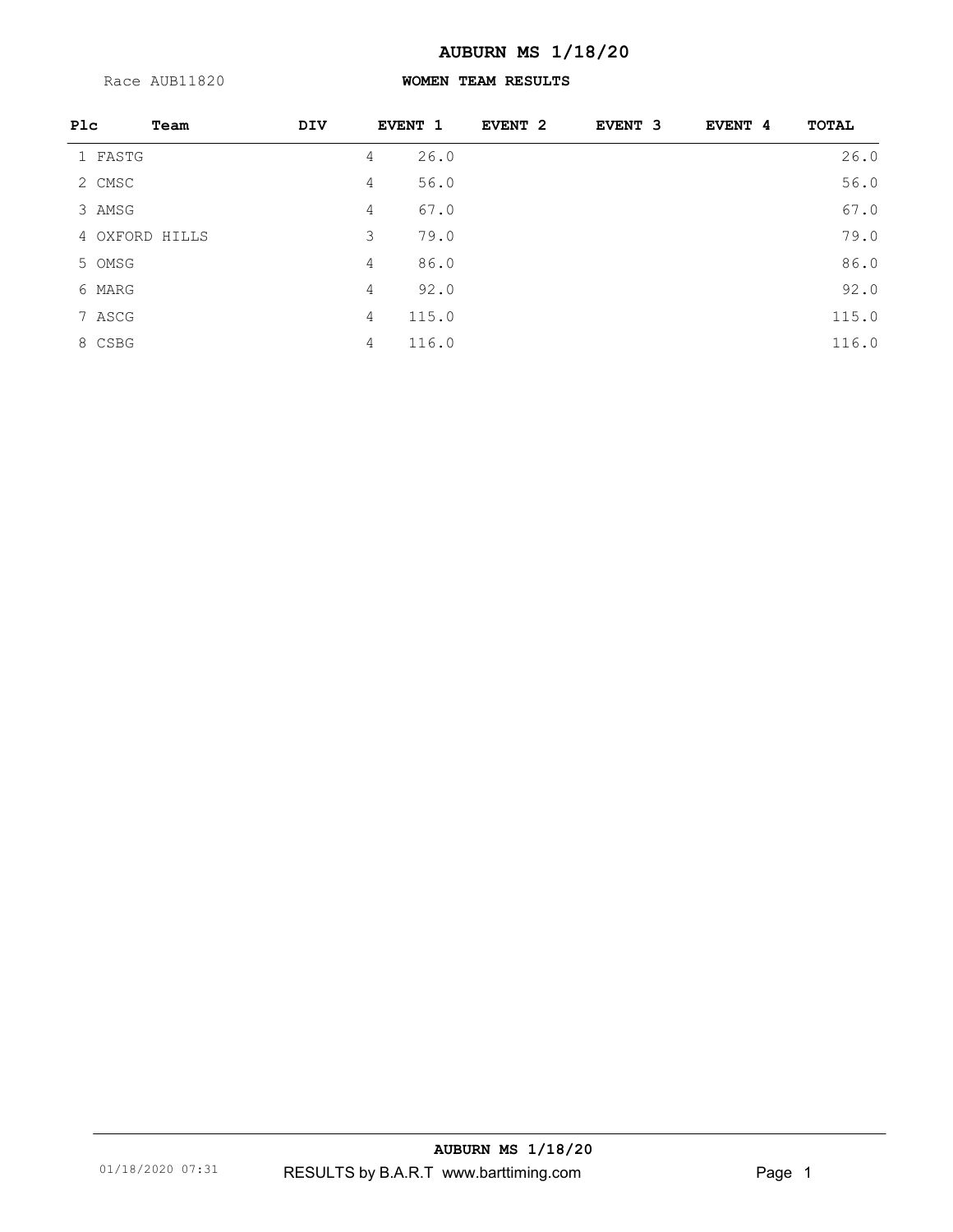# AUBURN MS 1/18/20

Race AUB11820

## WOMEN TEAM RESULTS

| Plc | Team | DIV | EVENT 1 | EVENT 2 | EVENT 3 | EVENT 4 | TOTAL |
|---|---|---|---|---|---|---|---|
| 1 | FASTG | | 4 26.0 | | | | 26.0 |
| 2 | CMSC | | 4 56.0 | | | | 56.0 |
| 3 | AMSG | | 4 67.0 | | | | 67.0 |
| 4 | OXFORD HILLS | | 3 79.0 | | | | 79.0 |
| 5 | OMSG | | 4 86.0 | | | | 86.0 |
| 6 | MARG | | 4 92.0 | | | | 92.0 |
| 7 | ASCG | | 4 115.0 | | | | 115.0 |
| 8 | CSBG | | 4 116.0 | | | | 116.0 |

01/18/2020 07:31 RESULTS by B.A.R.T www.barttiming.com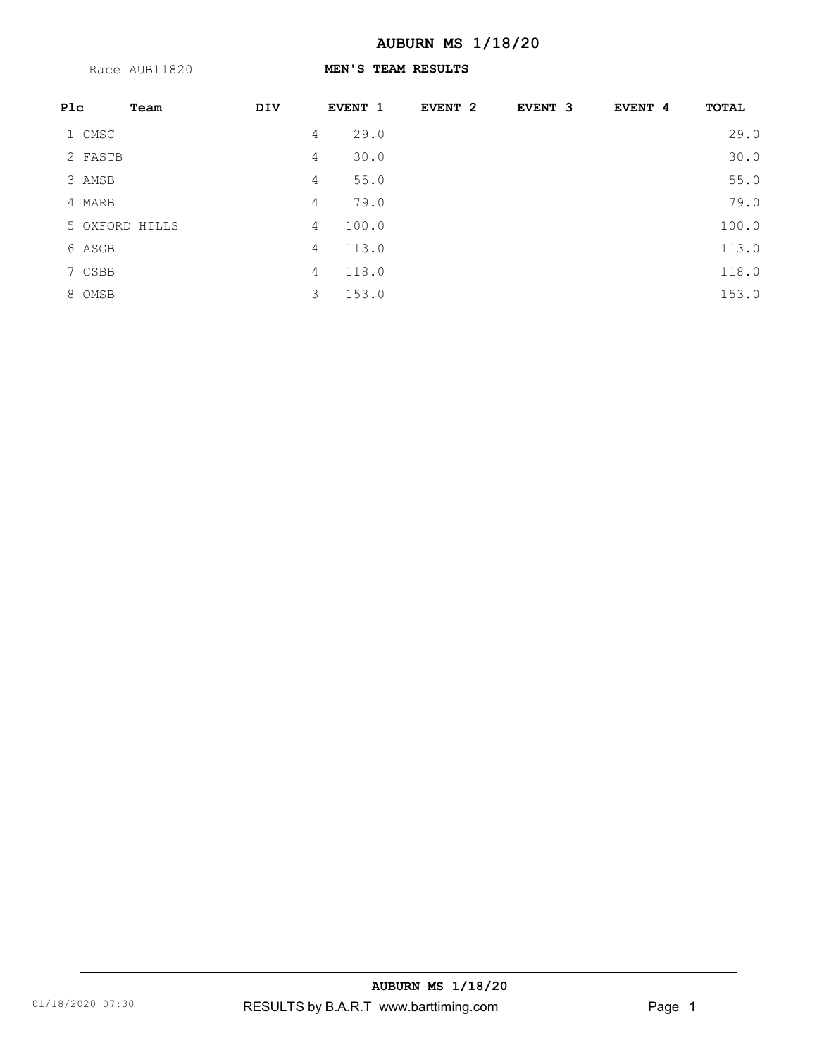# AUBURN MS 1/18/20

Race AUB11820

## MEN'S TEAM RESULTS

| Plc | Team | DIV | EVENT 1 | EVENT 2 | EVENT 3 | EVENT 4 | TOTAL |
|---|---|---|---|---|---|---|---|
| 1 | CMSC | 4 | 29.0 | | | | 29.0 |
| 2 | FASTB | 4 | 30.0 | | | | 30.0 |
| 3 | AMSB | 4 | 55.0 | | | | 55.0 |
| 4 | MARB | 4 | 79.0 | | | | 79.0 |
| 5 | OXFORD HILLS | 4 | 100.0 | | | | 100.0 |
| 6 | ASGB | 4 | 113.0 | | | | 113.0 |
| 7 | CSBB | 4 | 118.0 | | | | 118.0 |
| 8 | OMSB | 3 | 153.0 | | | | 153.0 |

01/18/2020 07:30

RESULTS by B.A.R.T www.barttiming.com